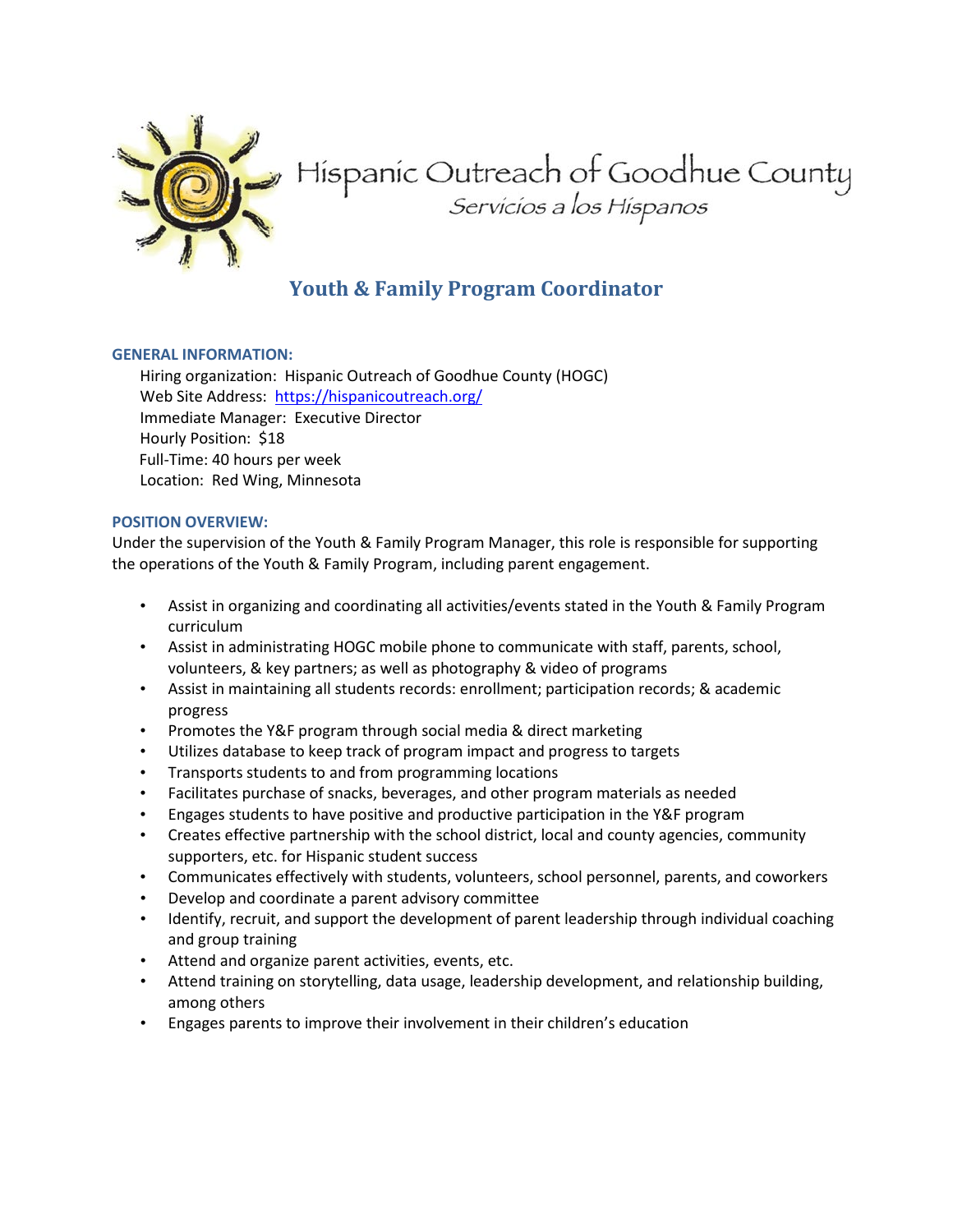Hispanic Outreach of Goodhue County

*Servicios a los Hispanos*

# Youth & Family Program Coordinator

## GENERAL INFORMATION:

Hiring organization: Hispanic Outreach of Goodhue County (HOGC)
Web Site Address: [https://hispanicoutreach.org/](https://hispanicoutreach.org/)
Immediate Manager: Executive Director
Hourly Position: $18
Full-Time: 40 hours per week
Location: Red Wing, Minnesota

## POSITION OVERVIEW:

Under the supervision of the Youth & Family Program Manager, this role is responsible for supporting the operations of the Youth & Family Program, including parent engagement.

- Assist in organizing and coordinating all activities/events stated in the Youth & Family Program curriculum
- Assist in administrating HOGC mobile phone to communicate with staff, parents, school, volunteers, & key partners; as well as photography & video of programs
- Assist in maintaining all students records: enrollment; participation records; & academic progress
- Promotes the Y&F program through social media & direct marketing
- Utilizes database to keep track of program impact and progress to targets
- Transports students to and from programming locations
- Facilitates purchase of snacks, beverages, and other program materials as needed
- Engages students to have positive and productive participation in the Y&F program
- Creates effective partnership with the school district, local and county agencies, community supporters, etc. for Hispanic student success
- Communicates effectively with students, volunteers, school personnel, parents, and coworkers
- Develop and coordinate a parent advisory committee
- Identify, recruit, and support the development of parent leadership through individual coaching and group training
- Attend and organize parent activities, events, etc.
- Attend training on storytelling, data usage, leadership development, and relationship building, among others
- Engages parents to improve their involvement in their children's education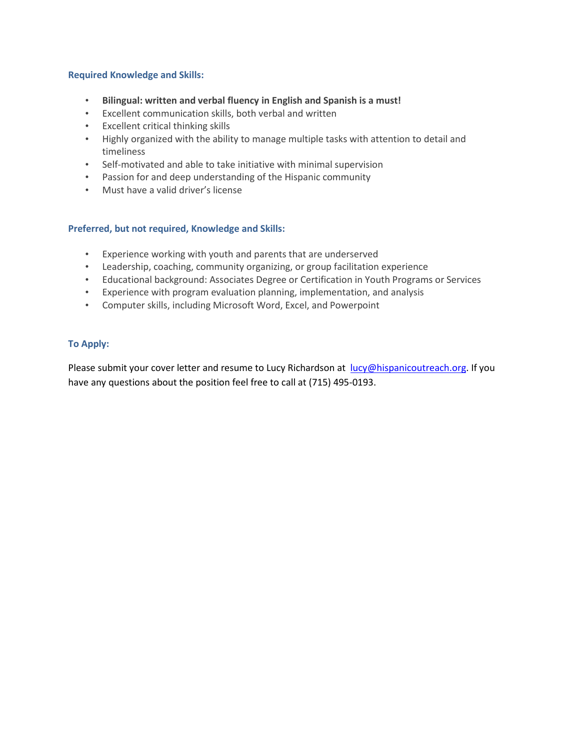### Required Knowledge and Skills:

- **Bilingual: written and verbal fluency in English and Spanish is a must!**
- Excellent communication skills, both verbal and written
- Excellent critical thinking skills
- Highly organized with the ability to manage multiple tasks with attention to detail and timeliness
- Self-motivated and able to take initiative with minimal supervision
- Passion for and deep understanding of the Hispanic community
- Must have a valid driver's license

### Preferred, but not required, Knowledge and Skills:

- Experience working with youth and parents that are underserved
- Leadership, coaching, community organizing, or group facilitation experience
- Educational background: Associates Degree or Certification in Youth Programs or Services
- Experience with program evaluation planning, implementation, and analysis
- Computer skills, including Microsoft Word, Excel, and Powerpoint

### To Apply:

Please submit your cover letter and resume to Lucy Richardson at [lucy@hispanicoutreach.org](mailto:lucy@hispanicoutreach.org). If you have any questions about the position feel free to call at (715) 495-0193.